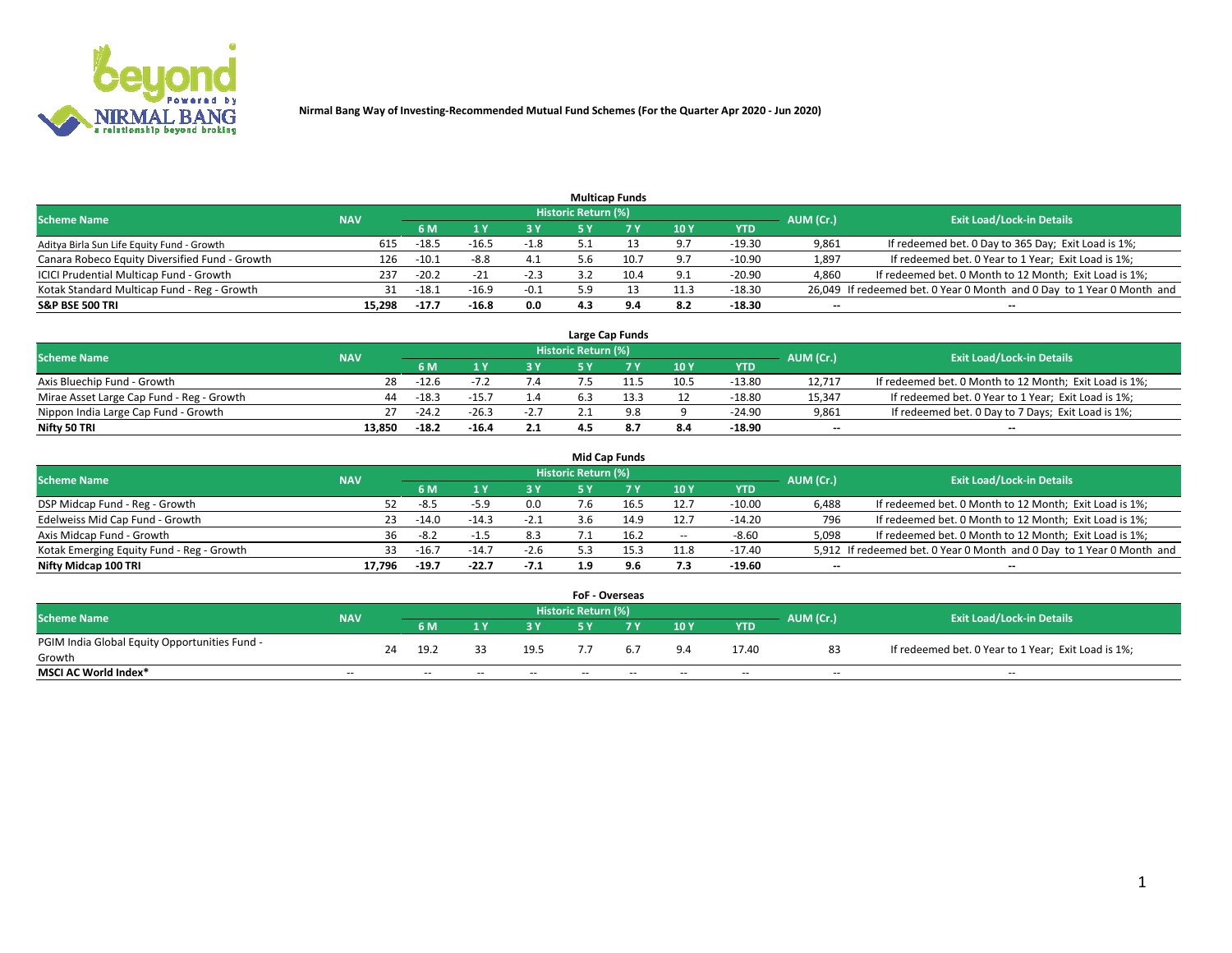Nirmal Bang Way of Investing-Recommended Mutual Fund Schemes (For the Quarter Apr 2020 - Jun 2020)

### Multicap Funds

| Scheme Name | NAV | Historic Return (%) | | | | | | | AUM (Cr.) | Exit Load/Lock-in Details |
|---|---|---|---|---|---|---|---|---|---|---|
| | | 6 M | 1 Y | 3 Y | 5 Y | 7 Y | 10 Y | YTD | | |
| Aditya Birla Sun Life Equity Fund - Growth | 615 | -18.5 | -16.5 | -1.8 | 5.1 | 13 | 9.7 | -19.30 | 9,861 | If redeemed bet. 0 Day to 365 Day; Exit Load is 1%; |
| Canara Robeco Equity Diversified Fund - Growth | 126 | -10.1 | -8.8 | 4.1 | 5.6 | 10.7 | 9.7 | -10.90 | 1,897 | If redeemed bet. 0 Year to 1 Year; Exit Load is 1%; |
| ICICI Prudential Multicap Fund - Growth | 237 | -20.2 | -21 | -2.3 | 3.2 | 10.4 | 9.1 | -20.90 | 4,860 | If redeemed bet. 0 Month to 12 Month; Exit Load is 1%; |
| Kotak Standard Multicap Fund - Reg - Growth | 31 | -18.1 | -16.9 | -0.1 | 5.9 | 13 | 11.3 | -18.30 | 26,049 | If redeemed bet. 0 Year 0 Month and 0 Day to 1 Year 0 Month and |
| **S&P BSE 500 TRI** | **15,298** | **-17.7** | **-16.8** | **0.0** | **4.3** | **9.4** | **8.2** | **-18.30** | **--** | **--** |

### Large Cap Funds

| Scheme Name | NAV | Historic Return (%) | | | | | | | AUM (Cr.) | Exit Load/Lock-in Details |
|---|---|---|---|---|---|---|---|---|---|---|
| | | 6 M | 1 Y | 3 Y | 5 Y | 7 Y | 10 Y | YTD | | |
| Axis Bluechip Fund - Growth | 28 | -12.6 | -7.2 | 7.4 | 7.5 | 11.5 | 10.5 | -13.80 | 12,717 | If redeemed bet. 0 Month to 12 Month; Exit Load is 1%; |
| Mirae Asset Large Cap Fund - Reg - Growth | 44 | -18.3 | -15.7 | 1.4 | 6.3 | 13.3 | 12 | -18.80 | 15,347 | If redeemed bet. 0 Year to 1 Year; Exit Load is 1%; |
| Nippon India Large Cap Fund - Growth | 27 | -24.2 | -26.3 | -2.7 | 2.1 | 9.8 | 9 | -24.90 | 9,861 | If redeemed bet. 0 Day to 7 Days; Exit Load is 1%; |
| **Nifty 50 TRI** | **13,850** | **-18.2** | **-16.4** | **2.1** | **4.5** | **8.7** | **8.4** | **-18.90** | **--** | **--** |

### Mid Cap Funds

| Scheme Name | NAV | Historic Return (%) | | | | | | | AUM (Cr.) | Exit Load/Lock-in Details |
|---|---|---|---|---|---|---|---|---|---|---|
| | | 6 M | 1 Y | 3 Y | 5 Y | 7 Y | 10 Y | YTD | | |
| DSP Midcap Fund - Reg - Growth | 52 | -8.5 | -5.9 | 0.0 | 7.6 | 16.5 | 12.7 | -10.00 | 6,488 | If redeemed bet. 0 Month to 12 Month; Exit Load is 1%; |
| Edelweiss Mid Cap Fund - Growth | 23 | -14.0 | -14.3 | -2.1 | 3.6 | 14.9 | 12.7 | -14.20 | 796 | If redeemed bet. 0 Month to 12 Month; Exit Load is 1%; |
| Axis Midcap Fund - Growth | 36 | -8.2 | -1.5 | 8.3 | 7.1 | 16.2 | -- | -8.60 | 5,098 | If redeemed bet. 0 Month to 12 Month; Exit Load is 1%; |
| Kotak Emerging Equity Fund - Reg - Growth | 33 | -16.7 | -14.7 | -2.6 | 5.3 | 15.3 | 11.8 | -17.40 | 5,912 | If redeemed bet. 0 Year 0 Month and 0 Day to 1 Year 0 Month and |
| **Nifty Midcap 100 TRI** | **17,796** | **-19.7** | **-22.7** | **-7.1** | **1.9** | **9.6** | **7.3** | **-19.60** | **--** | **--** |

### FoF - Overseas

| Scheme Name | NAV | Historic Return (%) | | | | | | | AUM (Cr.) | Exit Load/Lock-in Details |
|---|---|---|---|---|---|---|---|---|---|---|
| | | 6 M | 1 Y | 3 Y | 5 Y | 7 Y | 10 Y | YTD | | |
| PGIM India Global Equity Opportunities Fund - Growth | 24 | 19.2 | 33 | 19.5 | 7.7 | 6.7 | 9.4 | 17.40 | 83 | If redeemed bet. 0 Year to 1 Year; Exit Load is 1%; |
| **MSCI AC World Index*** | -- | -- | -- | -- | -- | -- | -- | -- | -- | -- |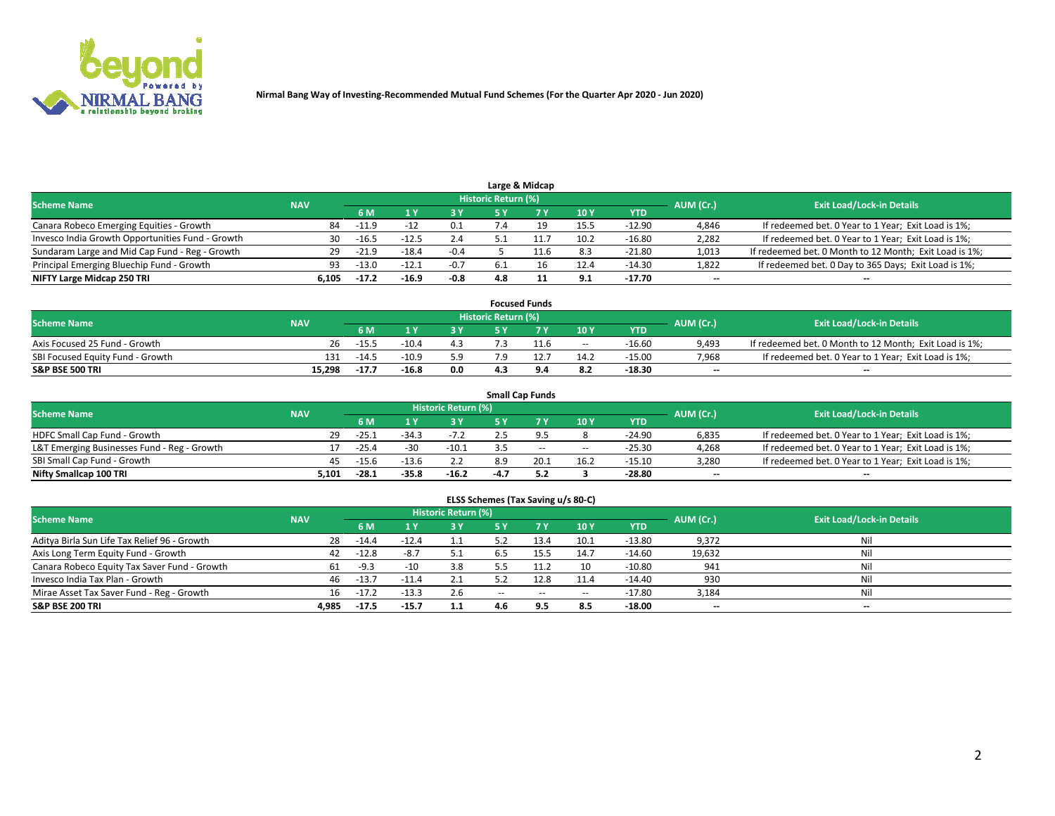Nirmal Bang Way of Investing-Recommended Mutual Fund Schemes (For the Quarter Apr 2020 - Jun 2020)

## Large & Midcap

| Scheme Name | NAV | Historic Return (%) | | | | | | | AUM (Cr.) | Exit Load/Lock-in Details |
|---|---|---|---|---|---|---|---|---|---|---|
| | | 6 M | 1 Y | 3 Y | 5 Y | 7 Y | 10 Y | YTD | | |
| Canara Robeco Emerging Equities - Growth | 84 | -11.9 | -12 | 0.1 | 7.4 | 19 | 15.5 | -12.90 | 4,846 | If redeemed bet. 0 Year to 1 Year; Exit Load is 1%; |
| Invesco India Growth Opportunities Fund - Growth | 30 | -16.5 | -12.5 | 2.4 | 5.1 | 11.7 | 10.2 | -16.80 | 2,282 | If redeemed bet. 0 Year to 1 Year; Exit Load is 1%; |
| Sundaram Large and Mid Cap Fund - Reg - Growth | 29 | -21.9 | -18.4 | -0.4 | 5 | 11.6 | 8.3 | -21.80 | 1,013 | If redeemed bet. 0 Month to 12 Month; Exit Load is 1%; |
| Principal Emerging Bluechip Fund - Growth | 93 | -13.0 | -12.1 | -0.7 | 6.1 | 16 | 12.4 | -14.30 | 1,822 | If redeemed bet. 0 Day to 365 Days; Exit Load is 1%; |
| **NIFTY Large Midcap 250 TRI** | **6,105** | **-17.2** | **-16.9** | **-0.8** | **4.8** | **11** | **9.1** | **-17.70** | **--** | **--** |

## Focused Funds

| Scheme Name | NAV | Historic Return (%) | | | | | | | AUM (Cr.) | Exit Load/Lock-in Details |
|---|---|---|---|---|---|---|---|---|---|---|
| | | 6 M | 1 Y | 3 Y | 5 Y | 7 Y | 10 Y | YTD | | |
| Axis Focused 25 Fund - Growth | 26 | -15.5 | -10.4 | 4.3 | 7.3 | 11.6 | -- | -16.60 | 9,493 | If redeemed bet. 0 Month to 12 Month; Exit Load is 1%; |
| SBI Focused Equity Fund - Growth | 131 | -14.5 | -10.9 | 5.9 | 7.9 | 12.7 | 14.2 | -15.00 | 7,968 | If redeemed bet. 0 Year to 1 Year; Exit Load is 1%; |
| **S&P BSE 500 TRI** | **15,298** | **-17.7** | **-16.8** | **0.0** | **4.3** | **9.4** | **8.2** | **-18.30** | **--** | **--** |

## Small Cap Funds

| Scheme Name | NAV | Historic Return (%) | | | | | | | AUM (Cr.) | Exit Load/Lock-in Details |
|---|---|---|---|---|---|---|---|---|---|---|
| | | 6 M | 1 Y | 3 Y | 5 Y | 7 Y | 10 Y | YTD | | |
| HDFC Small Cap Fund - Growth | 29 | -25.1 | -34.3 | -7.2 | 2.5 | 9.5 | 8 | -24.90 | 6,835 | If redeemed bet. 0 Year to 1 Year; Exit Load is 1%; |
| L&T Emerging Businesses Fund - Reg - Growth | 17 | -25.4 | -30 | -10.1 | 3.5 | -- | -- | -25.30 | 4,268 | If redeemed bet. 0 Year to 1 Year; Exit Load is 1%; |
| SBI Small Cap Fund - Growth | 45 | -15.6 | -13.6 | 2.2 | 8.9 | 20.1 | 16.2 | -15.10 | 3,280 | If redeemed bet. 0 Year to 1 Year; Exit Load is 1%; |
| **Nifty Smallcap 100 TRI** | **5,101** | **-28.1** | **-35.8** | **-16.2** | **-4.7** | **5.2** | **3** | **-28.80** | **--** | **--** |

## ELSS Schemes (Tax Saving u/s 80-C)

| Scheme Name | NAV | Historic Return (%) | | | | | | | AUM (Cr.) | Exit Load/Lock-in Details |
|---|---|---|---|---|---|---|---|---|---|---|
| | | 6 M | 1 Y | 3 Y | 5 Y | 7 Y | 10 Y | YTD | | |
| Aditya Birla Sun Life Tax Relief 96 - Growth | 28 | -14.4 | -12.4 | 1.1 | 5.2 | 13.4 | 10.1 | -13.80 | 9,372 | Nil |
| Axis Long Term Equity Fund - Growth | 42 | -12.8 | -8.7 | 5.1 | 6.5 | 15.5 | 14.7 | -14.60 | 19,632 | Nil |
| Canara Robeco Equity Tax Saver Fund - Growth | 61 | -9.3 | -10 | 3.8 | 5.5 | 11.2 | 10 | -10.80 | 941 | Nil |
| Invesco India Tax Plan - Growth | 46 | -13.7 | -11.4 | 2.1 | 5.2 | 12.8 | 11.4 | -14.40 | 930 | Nil |
| Mirae Asset Tax Saver Fund - Reg - Growth | 16 | -17.2 | -13.3 | 2.6 | -- | -- | -- | -17.80 | 3,184 | Nil |
| **S&P BSE 200 TRI** | **4,985** | **-17.5** | **-15.7** | **1.1** | **4.6** | **9.5** | **8.5** | **-18.00** | **--** | **--** |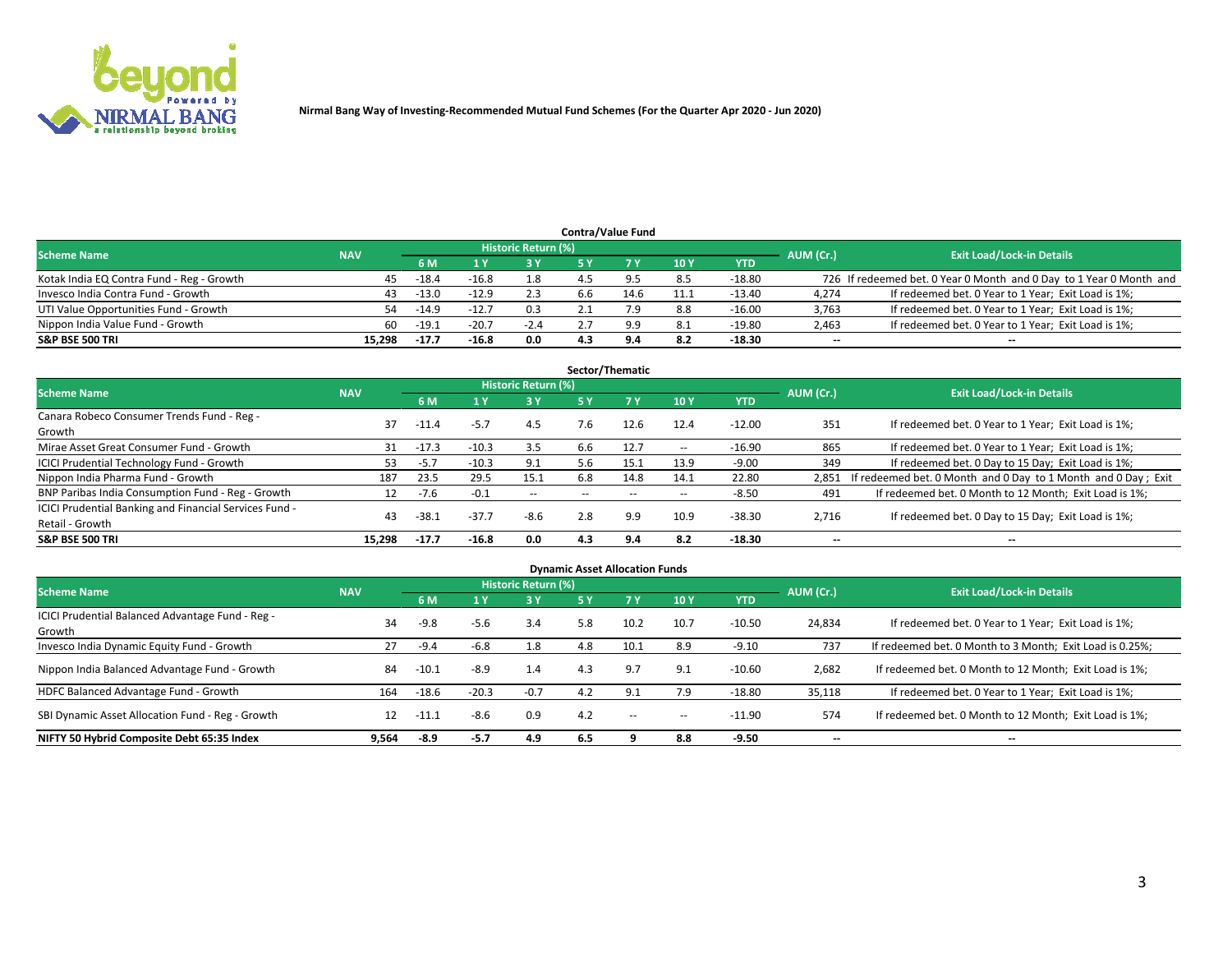Nirmal Bang Way of Investing-Recommended Mutual Fund Schemes (For the Quarter Apr 2020 - Jun 2020)

### Contra/Value Fund

| Scheme Name | NAV | Historic Return (%) | | | | | | | AUM (Cr.) | Exit Load/Lock-in Details |
|---|---|---|---|---|---|---|---|---|---|---|
| | | 6 M | 1 Y | 3 Y | 5 Y | 7 Y | 10 Y | YTD | | |
| Kotak India EQ Contra Fund - Reg - Growth | 45 | -18.4 | -16.8 | 1.8 | 4.5 | 9.5 | 8.5 | -18.80 | 726 | If redeemed bet. 0 Year 0 Month and 0 Day to 1 Year 0 Month and |
| Invesco India Contra Fund - Growth | 43 | -13.0 | -12.9 | 2.3 | 6.6 | 14.6 | 11.1 | -13.40 | 4,274 | If redeemed bet. 0 Year to 1 Year; Exit Load is 1%; |
| UTI Value Opportunities Fund - Growth | 54 | -14.9 | -12.7 | 0.3 | 2.1 | 7.9 | 8.8 | -16.00 | 3,763 | If redeemed bet. 0 Year to 1 Year; Exit Load is 1%; |
| Nippon India Value Fund - Growth | 60 | -19.1 | -20.7 | -2.4 | 2.7 | 9.9 | 8.1 | -19.80 | 2,463 | If redeemed bet. 0 Year to 1 Year; Exit Load is 1%; |
| **S&P BSE 500 TRI** | **15,298** | **-17.7** | **-16.8** | **0.0** | **4.3** | **9.4** | **8.2** | **-18.30** | **--** | **--** |

### Sector/Thematic

| Scheme Name | NAV | Historic Return (%) | | | | | | | AUM (Cr.) | Exit Load/Lock-in Details |
|---|---|---|---|---|---|---|---|---|---|---|
| | | 6 M | 1 Y | 3 Y | 5 Y | 7 Y | 10 Y | YTD | | |
| Canara Robeco Consumer Trends Fund - Reg - Growth | 37 | -11.4 | -5.7 | 4.5 | 7.6 | 12.6 | 12.4 | -12.00 | 351 | If redeemed bet. 0 Year to 1 Year; Exit Load is 1%; |
| Mirae Asset Great Consumer Fund - Growth | 31 | -17.3 | -10.3 | 3.5 | 6.6 | 12.7 | -- | -16.90 | 865 | If redeemed bet. 0 Year to 1 Year; Exit Load is 1%; |
| ICICI Prudential Technology Fund - Growth | 53 | -5.7 | -10.3 | 9.1 | 5.6 | 15.1 | 13.9 | -9.00 | 349 | If redeemed bet. 0 Day to 15 Day; Exit Load is 1%; |
| Nippon India Pharma Fund - Growth | 187 | 23.5 | 29.5 | 15.1 | 6.8 | 14.8 | 14.1 | 22.80 | 2,851 | If redeemed bet. 0 Month and 0 Day to 1 Month and 0 Day ; Exit |
| BNP Paribas India Consumption Fund - Reg - Growth | 12 | -7.6 | -0.1 | -- | -- | -- | -- | -8.50 | 491 | If redeemed bet. 0 Month to 12 Month; Exit Load is 1%; |
| ICICI Prudential Banking and Financial Services Fund - Retail - Growth | 43 | -38.1 | -37.7 | -8.6 | 2.8 | 9.9 | 10.9 | -38.30 | 2,716 | If redeemed bet. 0 Day to 15 Day; Exit Load is 1%; |
| **S&P BSE 500 TRI** | **15,298** | **-17.7** | **-16.8** | **0.0** | **4.3** | **9.4** | **8.2** | **-18.30** | **--** | **--** |

### Dynamic Asset Allocation Funds

| Scheme Name | NAV | Historic Return (%) | | | | | | | AUM (Cr.) | Exit Load/Lock-in Details |
|---|---|---|---|---|---|---|---|---|---|---|
| | | 6 M | 1 Y | 3 Y | 5 Y | 7 Y | 10 Y | YTD | | |
| ICICI Prudential Balanced Advantage Fund - Reg - Growth | 34 | -9.8 | -5.6 | 3.4 | 5.8 | 10.2 | 10.7 | -10.50 | 24,834 | If redeemed bet. 0 Year to 1 Year; Exit Load is 1%; |
| Invesco India Dynamic Equity Fund - Growth | 27 | -9.4 | -6.8 | 1.8 | 4.8 | 10.1 | 8.9 | -9.10 | 737 | If redeemed bet. 0 Month to 3 Month; Exit Load is 0.25%; |
| Nippon India Balanced Advantage Fund - Growth | 84 | -10.1 | -8.9 | 1.4 | 4.3 | 9.7 | 9.1 | -10.60 | 2,682 | If redeemed bet. 0 Month to 12 Month; Exit Load is 1%; |
| HDFC Balanced Advantage Fund - Growth | 164 | -18.6 | -20.3 | -0.7 | 4.2 | 9.1 | 7.9 | -18.80 | 35,118 | If redeemed bet. 0 Year to 1 Year; Exit Load is 1%; |
| SBI Dynamic Asset Allocation Fund - Reg - Growth | 12 | -11.1 | -8.6 | 0.9 | 4.2 | -- | -- | -11.90 | 574 | If redeemed bet. 0 Month to 12 Month; Exit Load is 1%; |
| **NIFTY 50 Hybrid Composite Debt 65:35 Index** | **9,564** | **-8.9** | **-5.7** | **4.9** | **6.5** | **9** | **8.8** | **-9.50** | **--** | **--** |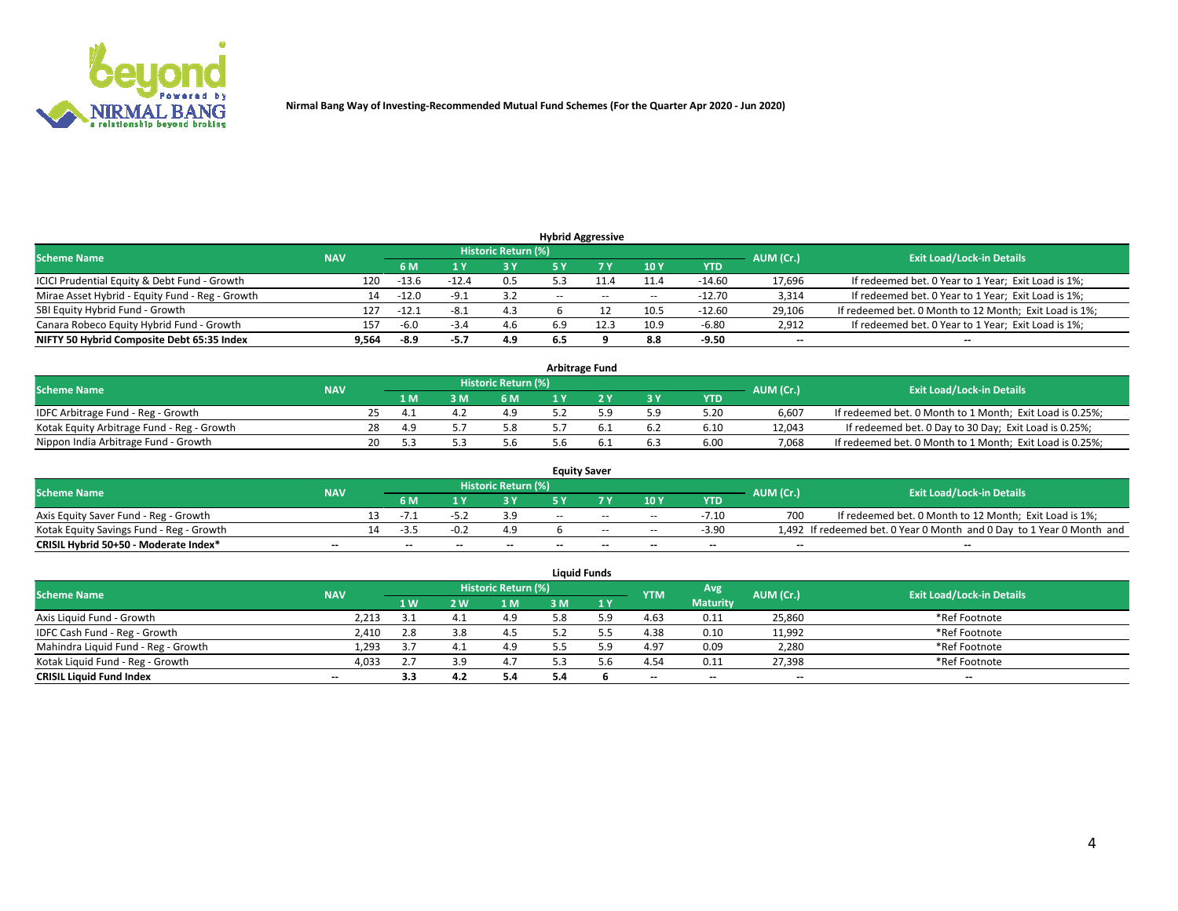Nirmal Bang Way of Investing-Recommended Mutual Fund Schemes (For the Quarter Apr 2020 - Jun 2020)

### Hybrid Aggressive

| Scheme Name | NAV | Historic Return (%) | | | | | | | AUM (Cr.) | Exit Load/Lock-in Details |
|---|---|---|---|---|---|---|---|---|---|---|
| | | 6 M | 1 Y | 3 Y | 5 Y | 7 Y | 10 Y | YTD | | |
| ICICI Prudential Equity & Debt Fund - Growth | 120 | -13.6 | -12.4 | 0.5 | 5.3 | 11.4 | 11.4 | -14.60 | 17,696 | If redeemed bet. 0 Year to 1 Year; Exit Load is 1%; |
| Mirae Asset Hybrid - Equity Fund - Reg - Growth | 14 | -12.0 | -9.1 | 3.2 | -- | -- | -- | -12.70 | 3,314 | If redeemed bet. 0 Year to 1 Year; Exit Load is 1%; |
| SBI Equity Hybrid Fund - Growth | 127 | -12.1 | -8.1 | 4.3 | 6 | 12 | 10.5 | -12.60 | 29,106 | If redeemed bet. 0 Month to 12 Month; Exit Load is 1%; |
| Canara Robeco Equity Hybrid Fund - Growth | 157 | -6.0 | -3.4 | 4.6 | 6.9 | 12.3 | 10.9 | -6.80 | 2,912 | If redeemed bet. 0 Year to 1 Year; Exit Load is 1%; |
| **NIFTY 50 Hybrid Composite Debt 65:35 Index** | **9,564** | **-8.9** | **-5.7** | **4.9** | **6.5** | **9** | **8.8** | **-9.50** | **--** | **--** |

### Arbitrage Fund

| Scheme Name | NAV | Historic Return (%) | | | | | | | AUM (Cr.) | Exit Load/Lock-in Details |
|---|---|---|---|---|---|---|---|---|---|---|
| | | 1 M | 3 M | 6 M | 1 Y | 2 Y | 3 Y | YTD | | |
| IDFC Arbitrage Fund - Reg - Growth | 25 | 4.1 | 4.2 | 4.9 | 5.2 | 5.9 | 5.9 | 5.20 | 6,607 | If redeemed bet. 0 Month to 1 Month; Exit Load is 0.25%; |
| Kotak Equity Arbitrage Fund - Reg - Growth | 28 | 4.9 | 5.7 | 5.8 | 5.7 | 6.1 | 6.2 | 6.10 | 12,043 | If redeemed bet. 0 Day to 30 Day; Exit Load is 0.25%; |
| Nippon India Arbitrage Fund - Growth | 20 | 5.3 | 5.3 | 5.6 | 5.6 | 6.1 | 6.3 | 6.00 | 7,068 | If redeemed bet. 0 Month to 1 Month; Exit Load is 0.25%; |

### Equity Saver

| Scheme Name | NAV | Historic Return (%) | | | | | | | AUM (Cr.) | Exit Load/Lock-in Details |
|---|---|---|---|---|---|---|---|---|---|---|
| | | 6 M | 1 Y | 3 Y | 5 Y | 7 Y | 10 Y | YTD | | |
| Axis Equity Saver Fund - Reg - Growth | 13 | -7.1 | -5.2 | 3.9 | -- | -- | -- | -7.10 | 700 | If redeemed bet. 0 Month to 12 Month; Exit Load is 1%; |
| Kotak Equity Savings Fund - Reg - Growth | 14 | -3.5 | -0.2 | 4.9 | 6 | -- | -- | -3.90 | 1,492 | If redeemed bet. 0 Year 0 Month and 0 Day to 1 Year 0 Month and |
| **CRISIL Hybrid 50+50 - Moderate Index*** | **--** | **--** | **--** | **--** | **--** | **--** | **--** | **--** | **--** | **--** |

### Liquid Funds

| Scheme Name | NAV | Historic Return (%) | | | | | YTM | Avg Maturity | AUM (Cr.) | Exit Load/Lock-in Details |
|---|---|---|---|---|---|---|---|---|---|---|
| | | 1 W | 2 W | 1 M | 3 M | 1 Y | | | | |
| Axis Liquid Fund - Growth | 2,213 | 3.1 | 4.1 | 4.9 | 5.8 | 5.9 | 4.63 | 0.11 | 25,860 | *Ref Footnote |
| IDFC Cash Fund - Reg - Growth | 2,410 | 2.8 | 3.8 | 4.5 | 5.2 | 5.5 | 4.38 | 0.10 | 11,992 | *Ref Footnote |
| Mahindra Liquid Fund - Reg - Growth | 1,293 | 3.7 | 4.1 | 4.9 | 5.5 | 5.9 | 4.97 | 0.09 | 2,280 | *Ref Footnote |
| Kotak Liquid Fund - Reg - Growth | 4,033 | 2.7 | 3.9 | 4.7 | 5.3 | 5.6 | 4.54 | 0.11 | 27,398 | *Ref Footnote |
| **CRISIL Liquid Fund Index** | **--** | **3.3** | **4.2** | **5.4** | **5.4** | **6** | **--** | **--** | **--** | **--** |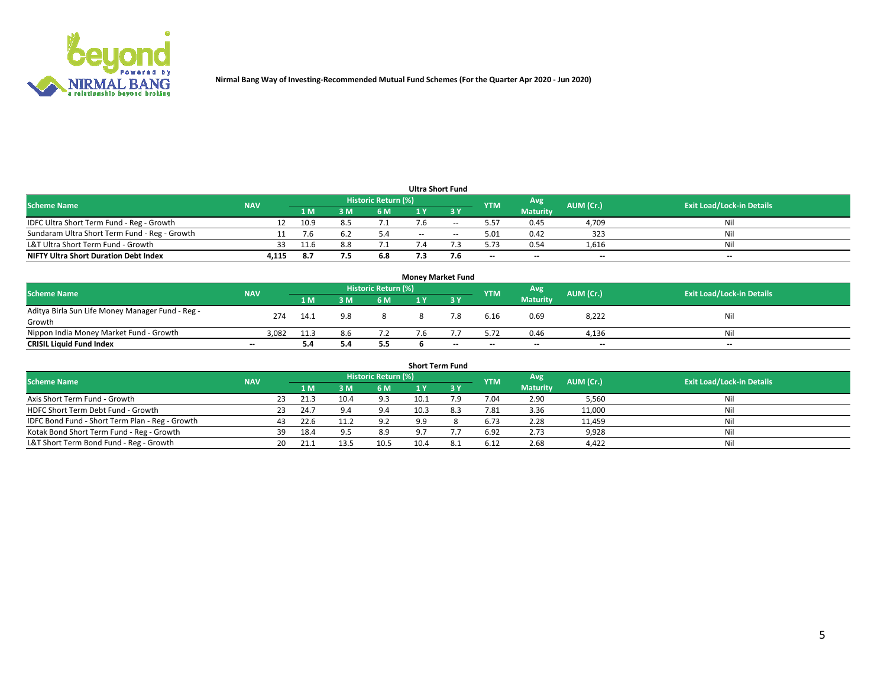Nirmal Bang Way of Investing-Recommended Mutual Fund Schemes (For the Quarter Apr 2020 - Jun 2020)

## Ultra Short Fund

| Scheme Name | NAV | Historic Return (%) | | | | | YTM | Avg Maturity | AUM (Cr.) | Exit Load/Lock-in Details |
|---|---|---|---|---|---|---|---|---|---|---|
| | | 1 M | 3 M | 6 M | 1 Y | 3 Y | | | | |
| IDFC Ultra Short Term Fund - Reg - Growth | 12 | 10.9 | 8.5 | 7.1 | 7.6 | -- | 5.57 | 0.45 | 4,709 | Nil |
| Sundaram Ultra Short Term Fund - Reg - Growth | 11 | 7.6 | 6.2 | 5.4 | -- | -- | 5.01 | 0.42 | 323 | Nil |
| L&T Ultra Short Term Fund - Growth | 33 | 11.6 | 8.8 | 7.1 | 7.4 | 7.3 | 5.73 | 0.54 | 1,616 | Nil |
| **NIFTY Ultra Short Duration Debt Index** | **4,115** | **8.7** | **7.5** | **6.8** | **7.3** | **7.6** | **--** | **--** | **--** | **--** |

## Money Market Fund

| Scheme Name | NAV | Historic Return (%) | | | | | YTM | Avg Maturity | AUM (Cr.) | Exit Load/Lock-in Details |
|---|---|---|---|---|---|---|---|---|---|---|
| | | 1 M | 3 M | 6 M | 1 Y | 3 Y | | | | |
| Aditya Birla Sun Life Money Manager Fund - Reg - Growth | 274 | 14.1 | 9.8 | 8 | 8 | 7.8 | 6.16 | 0.69 | 8,222 | Nil |
| Nippon India Money Market Fund - Growth | 3,082 | 11.3 | 8.6 | 7.2 | 7.6 | 7.7 | 5.72 | 0.46 | 4,136 | Nil |
| **CRISIL Liquid Fund Index** | **--** | **5.4** | **5.4** | **5.5** | **6** | **--** | **--** | **--** | **--** | **--** |

## Short Term Fund

| Scheme Name | NAV | Historic Return (%) | | | | | YTM | Avg Maturity | AUM (Cr.) | Exit Load/Lock-in Details |
|---|---|---|---|---|---|---|---|---|---|---|
| | | 1 M | 3 M | 6 M | 1 Y | 3 Y | | | | |
| Axis Short Term Fund - Growth | 23 | 21.3 | 10.4 | 9.3 | 10.1 | 7.9 | 7.04 | 2.90 | 5,560 | Nil |
| HDFC Short Term Debt Fund - Growth | 23 | 24.7 | 9.4 | 9.4 | 10.3 | 8.3 | 7.81 | 3.36 | 11,000 | Nil |
| IDFC Bond Fund - Short Term Plan - Reg - Growth | 43 | 22.6 | 11.2 | 9.2 | 9.9 | 8 | 6.73 | 2.28 | 11,459 | Nil |
| Kotak Bond Short Term Fund - Reg - Growth | 39 | 18.4 | 9.5 | 8.9 | 9.7 | 7.7 | 6.92 | 2.73 | 9,928 | Nil |
| L&T Short Term Bond Fund - Reg - Growth | 20 | 21.1 | 13.5 | 10.5 | 10.4 | 8.1 | 6.12 | 2.68 | 4,422 | Nil |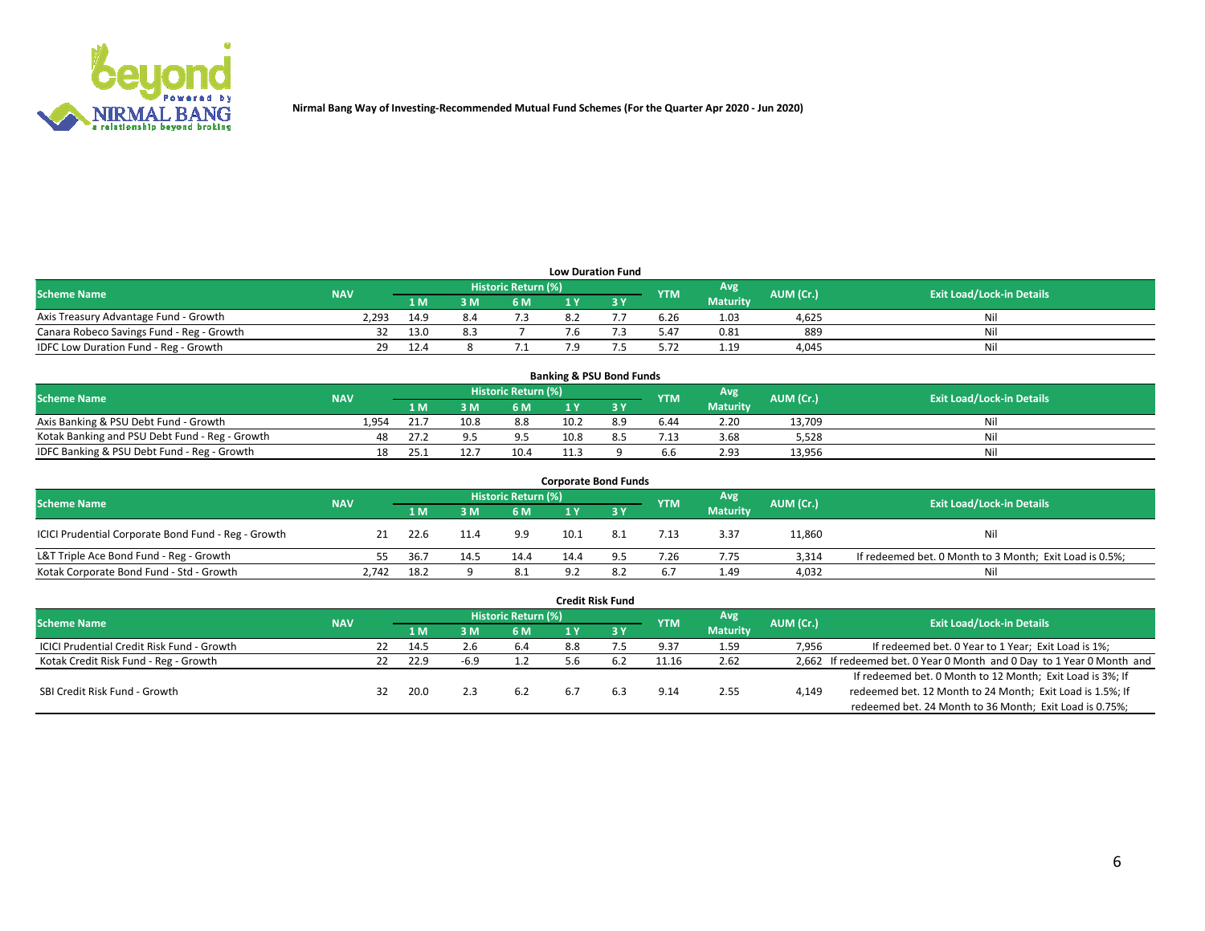Nirmal Bang Way of Investing-Recommended Mutual Fund Schemes (For the Quarter Apr 2020 - Jun 2020)

### Low Duration Fund

| Scheme Name | NAV | Historic Return (%) | | | | | YTM | Avg Maturity | AUM (Cr.) | Exit Load/Lock-in Details |
|---|---|---|---|---|---|---|---|---|---|---|
| | | 1 M | 3 M | 6 M | 1 Y | 3 Y | | | | |
| Axis Treasury Advantage Fund - Growth | 2,293 | 14.9 | 8.4 | 7.3 | 8.2 | 7.7 | 6.26 | 1.03 | 4,625 | Nil |
| Canara Robeco Savings Fund - Reg - Growth | 32 | 13.0 | 8.3 | 7 | 7.6 | 7.3 | 5.47 | 0.81 | 889 | Nil |
| IDFC Low Duration Fund - Reg - Growth | 29 | 12.4 | 8 | 7.1 | 7.9 | 7.5 | 5.72 | 1.19 | 4,045 | Nil |

### Banking & PSU Bond Funds

| Scheme Name | NAV | Historic Return (%) | | | | | YTM | Avg Maturity | AUM (Cr.) | Exit Load/Lock-in Details |
|---|---|---|---|---|---|---|---|---|---|---|
| | | 1 M | 3 M | 6 M | 1 Y | 3 Y | | | | |
| Axis Banking & PSU Debt Fund - Growth | 1,954 | 21.7 | 10.8 | 8.8 | 10.2 | 8.9 | 6.44 | 2.20 | 13,709 | Nil |
| Kotak Banking and PSU Debt Fund - Reg - Growth | 48 | 27.2 | 9.5 | 9.5 | 10.8 | 8.5 | 7.13 | 3.68 | 5,528 | Nil |
| IDFC Banking & PSU Debt Fund - Reg - Growth | 18 | 25.1 | 12.7 | 10.4 | 11.3 | 9 | 6.6 | 2.93 | 13,956 | Nil |

### Corporate Bond Funds

| Scheme Name | NAV | Historic Return (%) | | | | | YTM | Avg Maturity | AUM (Cr.) | Exit Load/Lock-in Details |
|---|---|---|---|---|---|---|---|---|---|---|
| | | 1 M | 3 M | 6 M | 1 Y | 3 Y | | | | |
| ICICI Prudential Corporate Bond Fund - Reg - Growth | 21 | 22.6 | 11.4 | 9.9 | 10.1 | 8.1 | 7.13 | 3.37 | 11,860 | Nil |
| L&T Triple Ace Bond Fund - Reg - Growth | 55 | 36.7 | 14.5 | 14.4 | 14.4 | 9.5 | 7.26 | 7.75 | 3,314 | If redeemed bet. 0 Month to 3 Month; Exit Load is 0.5%; |
| Kotak Corporate Bond Fund - Std - Growth | 2,742 | 18.2 | 9 | 8.1 | 9.2 | 8.2 | 6.7 | 1.49 | 4,032 | Nil |

### Credit Risk Fund

| Scheme Name | NAV | Historic Return (%) | | | | | YTM | Avg Maturity | AUM (Cr.) | Exit Load/Lock-in Details |
|---|---|---|---|---|---|---|---|---|---|---|
| | | 1 M | 3 M | 6 M | 1 Y | 3 Y | | | | |
| ICICI Prudential Credit Risk Fund - Growth | 22 | 14.5 | 2.6 | 6.4 | 8.8 | 7.5 | 9.37 | 1.59 | 7,956 | If redeemed bet. 0 Year to 1 Year; Exit Load is 1%; |
| Kotak Credit Risk Fund - Reg - Growth | 22 | 22.9 | -6.9 | 1.2 | 5.6 | 6.2 | 11.16 | 2.62 | 2,662 | If redeemed bet. 0 Year 0 Month and 0 Day to 1 Year 0 Month and |
| SBI Credit Risk Fund - Growth | 32 | 20.0 | 2.3 | 6.2 | 6.7 | 6.3 | 9.14 | 2.55 | 4,149 | If redeemed bet. 0 Month to 12 Month; Exit Load is 3%; If redeemed bet. 12 Month to 24 Month; Exit Load is 1.5%; If redeemed bet. 24 Month to 36 Month; Exit Load is 0.75%; |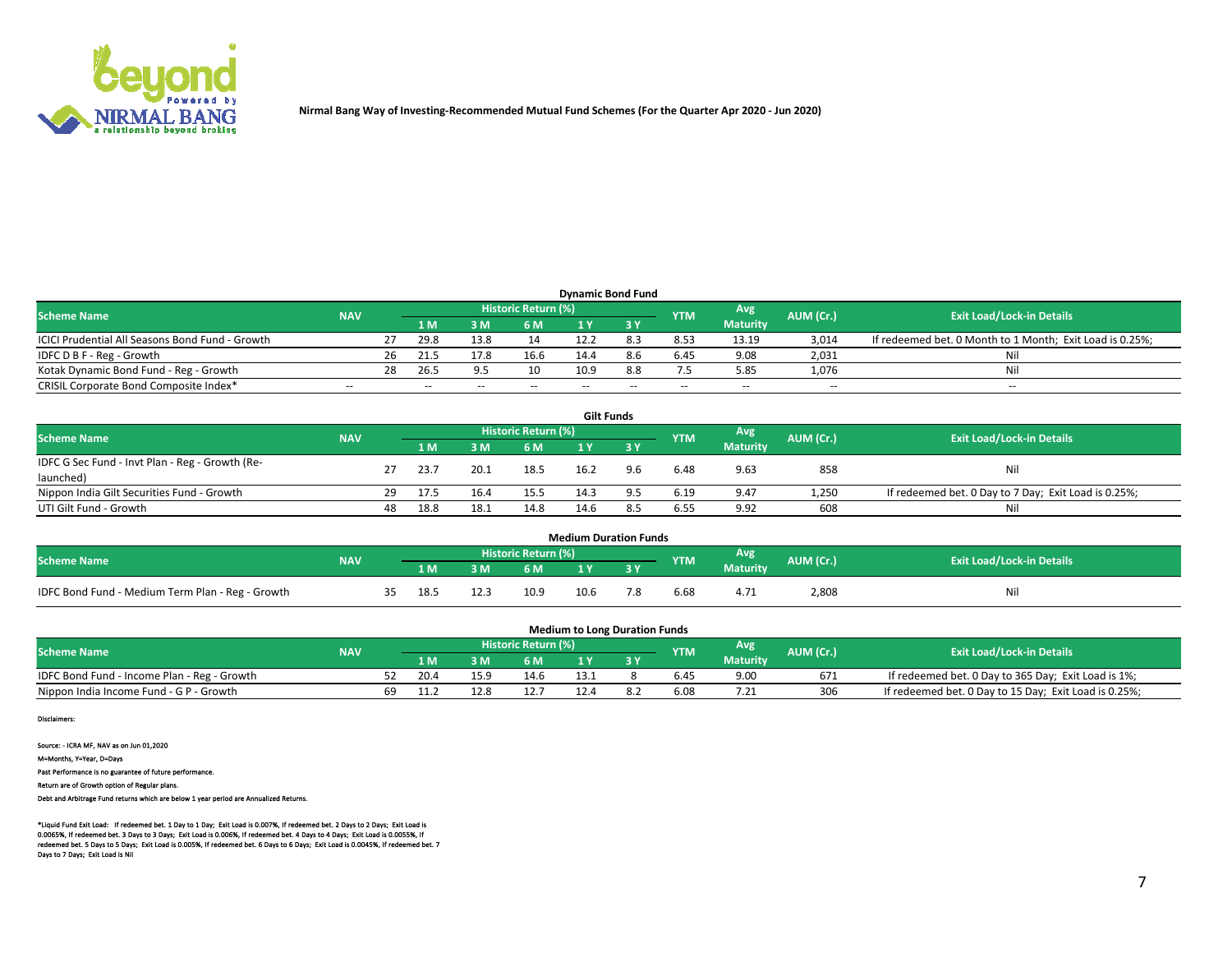Nirmal Bang Way of Investing-Recommended Mutual Fund Schemes (For the Quarter Apr 2020 - Jun 2020)

### Dynamic Bond Fund

| Scheme Name | NAV | Historic Return (%) | | | | | YTM | Avg Maturity | AUM (Cr.) | Exit Load/Lock-in Details |
|---|---|---|---|---|---|---|---|---|---|---|
| | | 1 M | 3 M | 6 M | 1 Y | 3 Y | | | | |
| ICICI Prudential All Seasons Bond Fund - Growth | 27 | 29.8 | 13.8 | 14 | 12.2 | 8.3 | 8.53 | 13.19 | 3,014 | If redeemed bet. 0 Month to 1 Month; Exit Load is 0.25%; |
| IDFC D B F - Reg - Growth | 26 | 21.5 | 17.8 | 16.6 | 14.4 | 8.6 | 6.45 | 9.08 | 2,031 | Nil |
| Kotak Dynamic Bond Fund - Reg - Growth | 28 | 26.5 | 9.5 | 10 | 10.9 | 8.8 | 7.5 | 5.85 | 1,076 | Nil |
| CRISIL Corporate Bond Composite Index* | -- | -- | -- | -- | -- | -- | -- | -- | -- | -- |

### Gilt Funds

| Scheme Name | NAV | Historic Return (%) | | | | | YTM | Avg Maturity | AUM (Cr.) | Exit Load/Lock-in Details |
|---|---|---|---|---|---|---|---|---|---|---|
| | | 1 M | 3 M | 6 M | 1 Y | 3 Y | | | | |
| IDFC G Sec Fund - Invt Plan - Reg - Growth (Re-launched) | 27 | 23.7 | 20.1 | 18.5 | 16.2 | 9.6 | 6.48 | 9.63 | 858 | Nil |
| Nippon India Gilt Securities Fund - Growth | 29 | 17.5 | 16.4 | 15.5 | 14.3 | 9.5 | 6.19 | 9.47 | 1,250 | If redeemed bet. 0 Day to 7 Day; Exit Load is 0.25%; |
| UTI Gilt Fund - Growth | 48 | 18.8 | 18.1 | 14.8 | 14.6 | 8.5 | 6.55 | 9.92 | 608 | Nil |

### Medium Duration Funds

| Scheme Name | NAV | Historic Return (%) | | | | | YTM | Avg Maturity | AUM (Cr.) | Exit Load/Lock-in Details |
|---|---|---|---|---|---|---|---|---|---|---|
| | | 1 M | 3 M | 6 M | 1 Y | 3 Y | | | | |
| IDFC Bond Fund - Medium Term Plan - Reg - Growth | 35 | 18.5 | 12.3 | 10.9 | 10.6 | 7.8 | 6.68 | 4.71 | 2,808 | Nil |

### Medium to Long Duration Funds

| Scheme Name | NAV | Historic Return (%) | | | | | YTM | Avg Maturity | AUM (Cr.) | Exit Load/Lock-in Details |
|---|---|---|---|---|---|---|---|---|---|---|
| | | 1 M | 3 M | 6 M | 1 Y | 3 Y | | | | |
| IDFC Bond Fund - Income Plan - Reg - Growth | 52 | 20.4 | 15.9 | 14.6 | 13.1 | 8 | 6.45 | 9.00 | 671 | If redeemed bet. 0 Day to 365 Day; Exit Load is 1%; |
| Nippon India Income Fund - G P - Growth | 69 | 11.2 | 12.8 | 12.7 | 12.4 | 8.2 | 6.08 | 7.21 | 306 | If redeemed bet. 0 Day to 15 Day; Exit Load is 0.25%; |

Disclaimers:

Source: - ICRA MF, NAV as on Jun 01,2020

M=Months, Y=Year, D=Days

Past Performance is no guarantee of future performance.

Return are of Growth option of Regular plans.

Debt and Arbitrage Fund returns which are below 1 year period are Annualized Returns.

*Liquid Fund Exit Load: If redeemed bet. 1 Day to 1 Day; Exit Load is 0.007%, If redeemed bet. 2 Days to 2 Days; Exit Load is 0.0065%, If redeemed bet. 3 Days to 3 Days; Exit Load is 0.006%, If redeemed bet. 4 Days to 4 Days; Exit Load is 0.0055%, If redeemed bet. 5 Days to 5 Days; Exit Load is 0.005%, If redeemed bet. 6 Days to 6 Days; Exit Load is 0.0045%, If redeemed bet. 7 Days to 7 Days; Exit Load is Nil